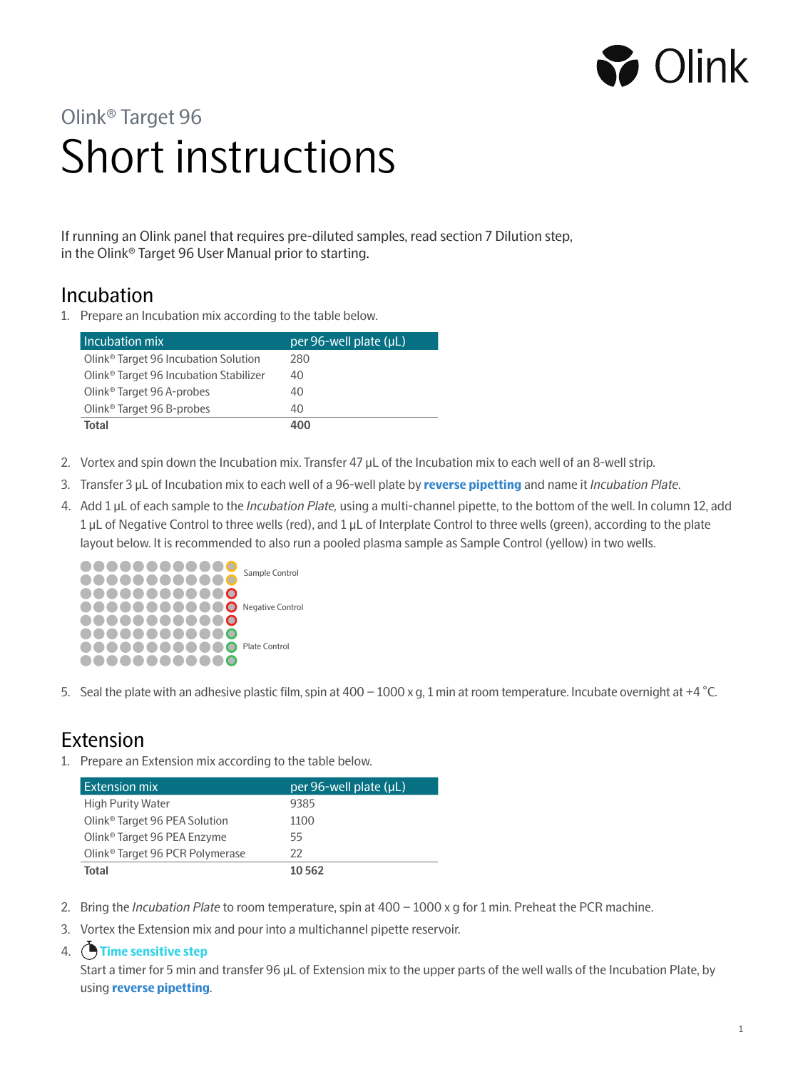Olink® Target 96

# Short instructions

If running an Olink panel that requires pre-diluted samples, read section 7 Dilution step, in the Olink® Target 96 User Manual prior to starting.

## Incubation

1. Prepare an Incubation mix according to the table below.

| Incubation mix | per 96-well plate (µL) |
|---|---|
| Olink® Target 96 Incubation Solution | 280 |
| Olink® Target 96 Incubation Stabilizer | 40 |
| Olink® Target 96 A-probes | 40 |
| Olink® Target 96 B-probes | 40 |
| **Total** | **400** |

2. Vortex and spin down the Incubation mix. Transfer 47 µL of the Incubation mix to each well of an 8-well strip.
3. Transfer 3 µL of Incubation mix to each well of a 96-well plate by **reverse pipetting** and name it *Incubation Plate*.
4. Add 1 µL of each sample to the *Incubation Plate,* using a multi-channel pipette, to the bottom of the well. In column 12, add 1 µL of Negative Control to three wells (red), and 1 µL of Interplate Control to three wells (green), according to the plate layout below. It is recommended to also run a pooled plasma sample as Sample Control (yellow) in two wells.

Sample Control

Negative Control

Plate Control

5. Seal the plate with an adhesive plastic film, spin at 400 – 1000 x g, 1 min at room temperature. Incubate overnight at +4 °C.

## Extension

1. Prepare an Extension mix according to the table below.

| Extension mix | per 96-well plate (µL) |
|---|---|
| High Purity Water | 9385 |
| Olink® Target 96 PEA Solution | 1100 |
| Olink® Target 96 PEA Enzyme | 55 |
| Olink® Target 96 PCR Polymerase | 22 |
| **Total** | **10 562** |

2. Bring the *Incubation Plate* to room temperature, spin at 400 – 1000 x g for 1 min. Preheat the PCR machine.
3. Vortex the Extension mix and pour into a multichannel pipette reservoir.
4. **Time sensitive step**

   Start a timer for 5 min and transfer 96 µL of Extension mix to the upper parts of the well walls of the Incubation Plate, by using **reverse pipetting**.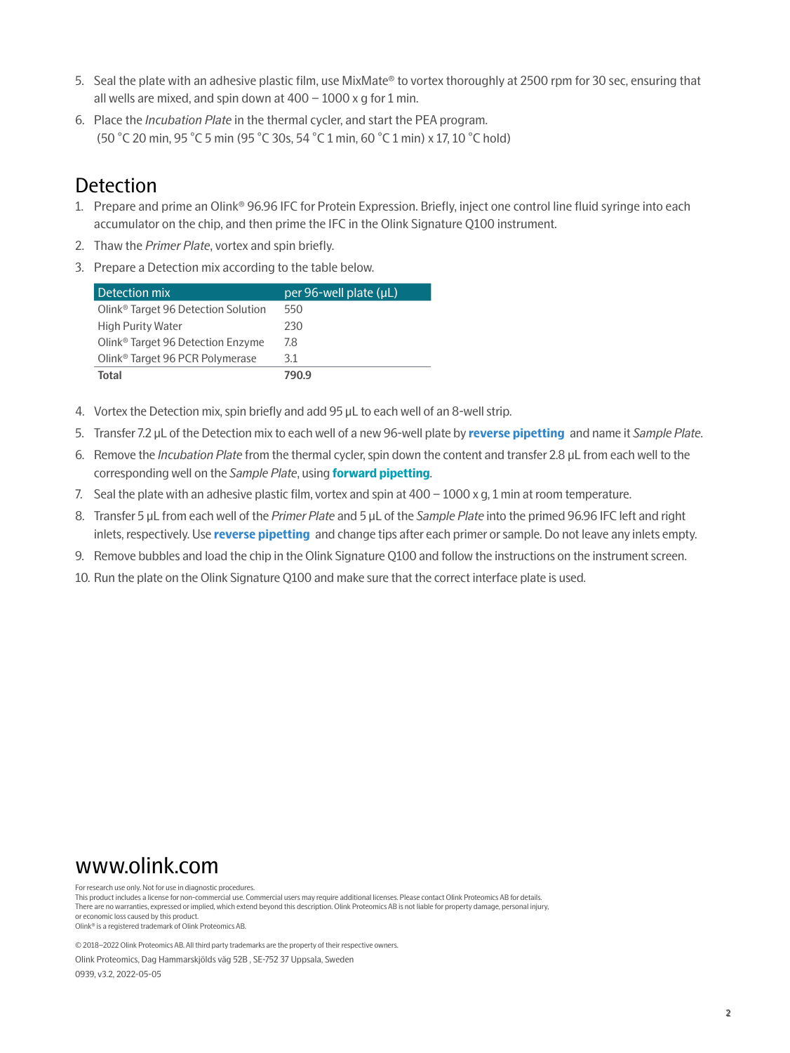5. Seal the plate with an adhesive plastic film, use MixMate® to vortex thoroughly at 2500 rpm for 30 sec, ensuring that all wells are mixed, and spin down at 400 – 1000 x g for 1 min.
6. Place the *Incubation Plate* in the thermal cycler, and start the PEA program. (50 °C 20 min, 95 °C 5 min (95 °C 30s, 54 °C 1 min, 60 °C 1 min) x 17, 10 °C hold)

## Detection

1. Prepare and prime an Olink® 96.96 IFC for Protein Expression. Briefly, inject one control line fluid syringe into each accumulator on the chip, and then prime the IFC in the Olink Signature Q100 instrument.
2. Thaw the *Primer Plate*, vortex and spin briefly.
3. Prepare a Detection mix according to the table below.

| Detection mix | per 96-well plate (µL) |
|---|---|
| Olink® Target 96 Detection Solution | 550 |
| High Purity Water | 230 |
| Olink® Target 96 Detection Enzyme | 7.8 |
| Olink® Target 96 PCR Polymerase | 3.1 |
| **Total** | **790.9** |

4. Vortex the Detection mix, spin briefly and add 95 µL to each well of an 8-well strip.
5. Transfer 7.2 µL of the Detection mix to each well of a new 96-well plate by **reverse pipetting** and name it *Sample Plate*.
6. Remove the *Incubation Plate* from the thermal cycler, spin down the content and transfer 2.8 µL from each well to the corresponding well on the *Sample Plate*, using **forward pipetting**.
7. Seal the plate with an adhesive plastic film, vortex and spin at 400 – 1000 x g, 1 min at room temperature.
8. Transfer 5 µL from each well of the *Primer Plate* and 5 µL of the *Sample Plate* into the primed 96.96 IFC left and right inlets, respectively. Use **reverse pipetting** and change tips after each primer or sample. Do not leave any inlets empty.
9. Remove bubbles and load the chip in the Olink Signature Q100 and follow the instructions on the instrument screen.
10. Run the plate on the Olink Signature Q100 and make sure that the correct interface plate is used.

www.olink.com

For research use only. Not for use in diagnostic procedures.
This product includes a license for non-commercial use. Commercial users may require additional licenses. Please contact Olink Proteomics AB for details.
There are no warranties, expressed or implied, which extend beyond this description. Olink Proteomics AB is not liable for property damage, personal injury, or economic loss caused by this product.
Olink® is a registered trademark of Olink Proteomics AB.

© 2018–2022 Olink Proteomics AB. All third party trademarks are the property of their respective owners.

Olink Proteomics, Dag Hammarskjölds väg 52B , SE-752 37 Uppsala, Sweden

0939, v3.2, 2022-05-05